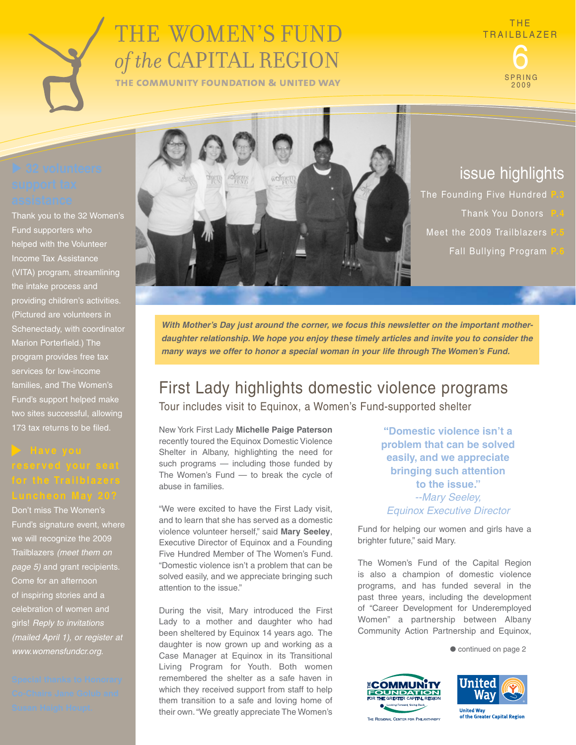# THE WOMEN'S FUND *of the* CAPITAL REGION

THE COMMUNITY FOUNDATION & UNITED WAY

THE TRAILBLAZER 6 SPRING 2009

## issue highlights

The Founding Five Hundred **P.3**

Thank You Donors **P.4**

Meet the 2009 Trailblazers **P.5**

Fall Bullying Program **P.6**

### ▶ 32 volunteers support tax assistance

Thank you to the 32 Women's Fund supporters who helped with the Volunteer Income Tax Assistance (VITA) program, streamlining the intake process and providing children's activities. (Pictured are volunteers in Schenectady, with coordinator Marion Porterfield.) The program provides free tax services for low-income families, and The Women's Fund's support helped make two sites successful, allowing 173 tax returns to be filed.

### ▶ Have you reserved your seat for the Trailblazers Luncheon May 20?

Don't miss The Women's Fund's signature event, where we will recognize the 2009 Trailblazers *(meet them on page 5)* and grant recipients. Come for an afternoon of inspiring stories and a celebration of women and girls! *Reply to invitations (mailed April 1), or register at www.womensfundcr.org.*

Special thanks to Honorary Co-Chairs Jane Golub and Susan Haigh Houpt.

***With Mother's Day just around the corner, we focus this newsletter on the important mother-daughter relationship. We hope you enjoy these timely articles and invite you to consider the many ways we offer to honor a special woman in your life through The Women's Fund.***

## First Lady highlights domestic violence programs

### Tour includes visit to Equinox, a Women's Fund-supported shelter

New York First Lady **Michelle Paige Paterson** recently toured the Equinox Domestic Violence Shelter in Albany, highlighting the need for such programs — including those funded by The Women's Fund — to break the cycle of abuse in families.

"We were excited to have the First Lady visit, and to learn that she has served as a domestic violence volunteer herself," said **Mary Seeley**, Executive Director of Equinox and a Founding Five Hundred Member of The Women's Fund. "Domestic violence isn't a problem that can be solved easily, and we appreciate bringing such attention to the issue."

During the visit, Mary introduced the First Lady to a mother and daughter who had been sheltered by Equinox 14 years ago. The daughter is now grown up and working as a Case Manager at Equinox in its Transitional Living Program for Youth. Both women remembered the shelter as a safe haven in which they received support from staff to help them transition to a safe and loving home of their own. "We greatly appreciate The Women's Fund for helping our women and girls have a brighter future," said Mary.

> **"Domestic violence isn't a problem that can be solved easily, and we appreciate bringing such attention to the issue."**
> *--Mary Seeley, Equinox Executive Director*

The Women's Fund of the Capital Region is also a champion of domestic violence programs, and has funded several in the past three years, including the development of "Career Development for Underemployed Women" a partnership between Albany Community Action Partnership and Equinox,

● continued on page 2

THE COMMUNITY FOUNDATION FOR THE GREATER CAPITAL REGION — Looking Forward, Giving Back. — The Regional Center for Philanthropy

United Way of the Greater Capital Region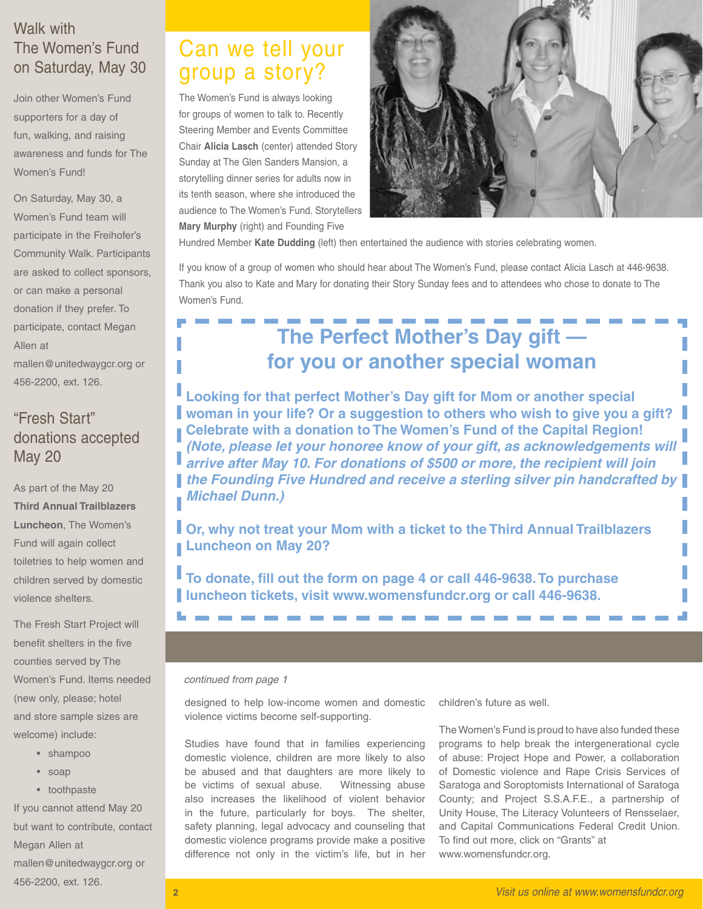## Walk with The Women's Fund on Saturday, May 30

Join other Women's Fund supporters for a day of fun, walking, and raising awareness and funds for The Women's Fund!

On Saturday, May 30, a Women's Fund team will participate in the Freihofer's Community Walk. Participants are asked to collect sponsors, or can make a personal donation if they prefer. To participate, contact Megan Allen at mallen@unitedwaygcr.org or 456-2200, ext. 126.

## "Fresh Start" donations accepted May 20

As part of the May 20 **Third Annual Trailblazers Luncheon**, The Women's Fund will again collect toiletries to help women and children served by domestic violence shelters.

The Fresh Start Project will benefit shelters in the five counties served by The Women's Fund. Items needed (new only, please; hotel and store sample sizes are welcome) include:

- shampoo
- soap
- toothpaste

If you cannot attend May 20 but want to contribute, contact Megan Allen at mallen@unitedwaygcr.org or 456-2200, ext. 126.

## Can we tell your group a story?

The Women's Fund is always looking for groups of women to talk to. Recently Steering Member and Events Committee Chair **Alicia Lasch** (center) attended Story Sunday at The Glen Sanders Mansion, a storytelling dinner series for adults now in its tenth season, where she introduced the audience to The Women's Fund. Storytellers **Mary Murphy** (right) and Founding Five Hundred Member **Kate Dudding** (left) then entertained the audience with stories celebrating women.

If you know of a group of women who should hear about The Women's Fund, please contact Alicia Lasch at 446-9638. Thank you also to Kate and Mary for donating their Story Sunday fees and to attendees who chose to donate to The Women's Fund.

## The Perfect Mother's Day gift — for you or another special woman

**Looking for that perfect Mother's Day gift for Mom or another special woman in your life? Or a suggestion to others who wish to give you a gift? Celebrate with a donation to The Women's Fund of the Capital Region!** ***(Note, please let your honoree know of your gift, as acknowledgements will arrive after May 10. For donations of $500 or more, the recipient will join the Founding Five Hundred and receive a sterling silver pin handcrafted by Michael Dunn.)***

**Or, why not treat your Mom with a ticket to the Third Annual Trailblazers Luncheon on May 20?**

**To donate, fill out the form on page 4 or call 446-9638. To purchase luncheon tickets, visit www.womensfundcr.org or call 446-9638.**

*continued from page 1*

designed to help low-income women and domestic violence victims become self-supporting.

Studies have found that in families experiencing domestic violence, children are more likely to also be abused and that daughters are more likely to be victims of sexual abuse. Witnessing abuse also increases the likelihood of violent behavior in the future, particularly for boys. The shelter, safety planning, legal advocacy and counseling that domestic violence programs provide make a positive difference not only in the victim's life, but in her children's future as well.

The Women's Fund is proud to have also funded these programs to help break the intergenerational cycle of abuse: Project Hope and Power, a collaboration of Domestic violence and Rape Crisis Services of Saratoga and Soroptomists International of Saratoga County; and Project S.S.A.F.E., a partnership of Unity House, The Literacy Volunteers of Rensselaer, and Capital Communications Federal Credit Union. To find out more, click on "Grants" at www.womensfundcr.org.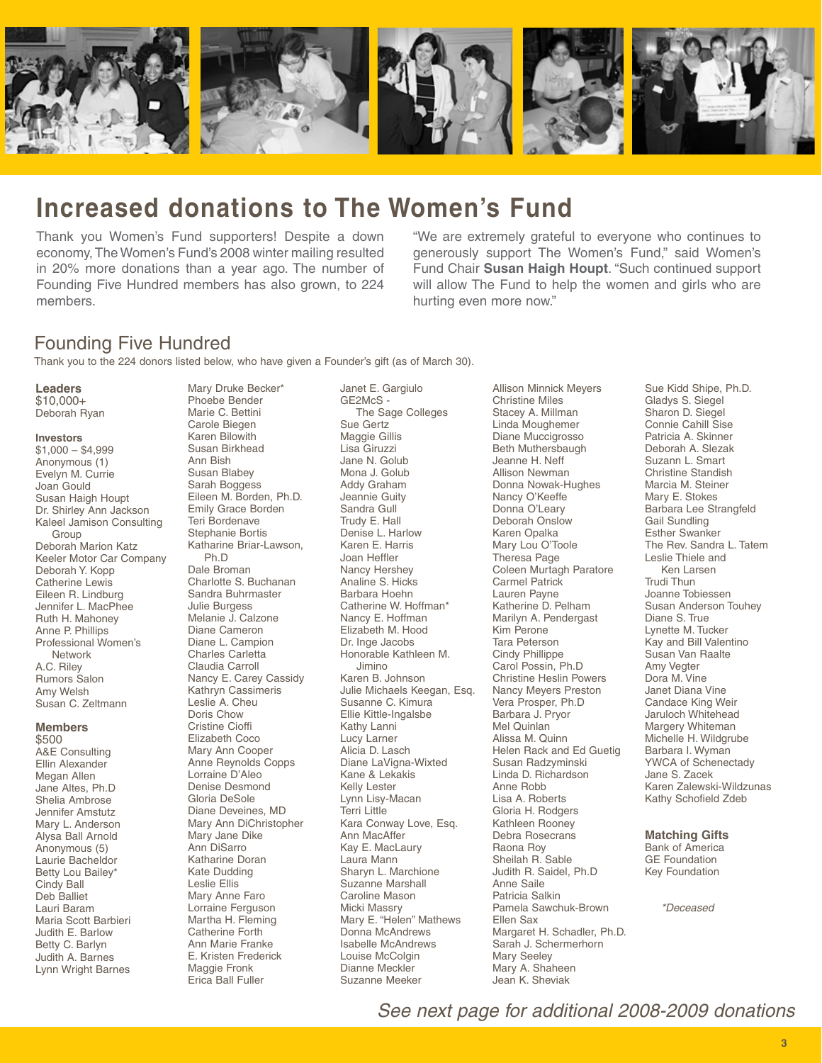# Increased donations to The Women's Fund

Thank you Women's Fund supporters! Despite a down economy, The Women's Fund's 2008 winter mailing resulted in 20% more donations than a year ago. The number of Founding Five Hundred members has also grown, to 224 members.

"We are extremely grateful to everyone who continues to generously support The Women's Fund," said Women's Fund Chair **Susan Haigh Houpt**. "Such continued support will allow The Fund to help the women and girls who are hurting even more now."

## Founding Five Hundred

Thank you to the 224 donors listed below, who have given a Founder's gift (as of March 30).

### Leaders
$10,000+

Deborah Ryan

### Investors
$1,000 – $4,999

Anonymous (1)
Evelyn M. Currie
Joan Gould
Susan Haigh Houpt
Dr. Shirley Ann Jackson
Kaleel Jamison Consulting Group
Deborah Marion Katz
Keeler Motor Car Company
Deborah Y. Kopp
Catherine Lewis
Eileen R. Lindburg
Jennifer L. MacPhee
Ruth H. Mahoney
Anne P. Phillips
Professional Women's Network
A.C. Riley
Rumors Salon
Amy Welsh
Susan C. Zeltmann

### Members
$500

A&E Consulting
Ellin Alexander
Megan Allen
Jane Altes, Ph.D
Shelia Ambrose
Jennifer Amstutz
Mary L. Anderson
Alysa Ball Arnold
Anonymous (5)
Laurie Bacheldor
Betty Lou Bailey*
Cindy Ball
Deb Balliet
Lauri Baram
Maria Scott Barbieri
Judith E. Barlow
Betty C. Barlyn
Judith A. Barnes
Lynn Wright Barnes
Mary Druke Becker*
Phoebe Bender
Marie C. Bettini
Carole Biegen
Karen Bilowith
Susan Birkhead
Ann Bish
Susan Blabey
Sarah Boggess
Eileen M. Borden, Ph.D.
Emily Grace Borden
Teri Bordenave
Stephanie Bortis
Katharine Briar-Lawson, Ph.D
Dale Broman
Charlotte S. Buchanan
Sandra Buhrmaster
Julie Burgess
Melanie J. Calzone
Diane Cameron
Diane L. Campion
Charles Carletta
Claudia Carroll
Nancy E. Carey Cassidy
Kathryn Cassimeris
Leslie A. Cheu
Doris Chow
Cristine Cioffi
Elizabeth Coco
Mary Ann Cooper
Anne Reynolds Copps
Lorraine D'Aleo
Denise Desmond
Gloria DeSole
Diane Deveines, MD
Mary Ann DiChristopher
Mary Jane Dike
Ann DiSarro
Katharine Doran
Kate Dudding
Leslie Ellis
Mary Anne Faro
Lorraine Ferguson
Martha H. Fleming
Catherine Forth
Ann Marie Franke
E. Kristen Frederick
Maggie Fronk
Erica Ball Fuller
Janet E. Gargiulo
GE2McS - The Sage Colleges
Sue Gertz
Maggie Gillis
Lisa Giruzzi
Jane N. Golub
Mona J. Golub
Addy Graham
Jeannie Guity
Sandra Gull
Trudy E. Hall
Denise L. Harlow
Karen E. Harris
Joan Heffler
Nancy Hershey
Analine S. Hicks
Barbara Hoehn
Catherine W. Hoffman*
Nancy E. Hoffman
Elizabeth M. Hood
Dr. Inge Jacobs
Honorable Kathleen M. Jimino
Karen B. Johnson
Julie Michaels Keegan, Esq.
Susanne C. Kimura
Ellie Kittle-Ingalsbe
Kathy Lanni
Lucy Larner
Alicia D. Lasch
Diane LaVigna-Wixted
Kane & Lekakis
Kelly Lester
Lynn Lisy-Macan
Terri Little
Kara Conway Love, Esq.
Ann MacAffer
Kay E. MacLaury
Laura Mann
Sharyn L. Marchione
Suzanne Marshall
Caroline Mason
Micki Massry
Mary E. "Helen" Mathews
Donna McAndrews
Isabelle McAndrews
Louise McColgin
Dianne Meckler
Suzanne Meeker
Allison Minnick Meyers
Christine Miles
Stacey A. Millman
Linda Moughemer
Diane Muccigrosso
Beth Muthersbaugh
Jeanne H. Neff
Allison Newman
Donna Nowak-Hughes
Nancy O'Keeffe
Donna O'Leary
Deborah Onslow
Karen Opalka
Mary Lou O'Toole
Theresa Page
Coleen Murtagh Paratore
Carmel Patrick
Lauren Payne
Katherine D. Pelham
Marilyn A. Pendergast
Kim Perone
Tara Peterson
Cindy Phillippe
Carol Possin, Ph.D
Christine Heslin Powers
Nancy Meyers Preston
Vera Prosper, Ph.D
Barbara J. Pryor
Mel Quinlan
Alissa M. Quinn
Helen Rack and Ed Guetig
Susan Radzyminski
Linda D. Richardson
Anne Robb
Lisa A. Roberts
Gloria H. Rodgers
Kathleen Rooney
Debra Rosecrans
Raona Roy
Sheilah R. Sable
Judith R. Saidel, Ph.D
Anne Saile
Patricia Salkin
Pamela Sawchuk-Brown
Ellen Sax
Margaret H. Schadler, Ph.D.
Sarah J. Schermerhorn
Mary Seeley
Mary A. Shaheen
Jean K. Sheviak
Sue Kidd Shipe, Ph.D.
Gladys S. Siegel
Sharon D. Siegel
Connie Cahill Sise
Patricia A. Skinner
Deborah A. Slezak
Suzann L. Smart
Christine Standish
Marcia M. Steiner
Mary E. Stokes
Barbara Lee Strangfeld
Gail Sundling
Esther Swanker
The Rev. Sandra L. Tatem
Leslie Thiele and Ken Larsen
Trudi Thun
Joanne Tobiessen
Susan Anderson Touhey
Diane S. True
Lynette M. Tucker
Kay and Bill Valentino
Susan Van Raalte
Amy Vegter
Dora M. Vine
Janet Diana Vine
Candace King Weir
Jaruloch Whitehead
Margery Whiteman
Michelle H. Wildgrube
Barbara I. Wyman
YWCA of Schenectady
Jane S. Zacek
Karen Zalewski-Wildzunas
Kathy Schofield Zdeb

### Matching Gifts

Bank of America
GE Foundation
Key Foundation

*\*Deceased*

*See next page for additional 2008-2009 donations*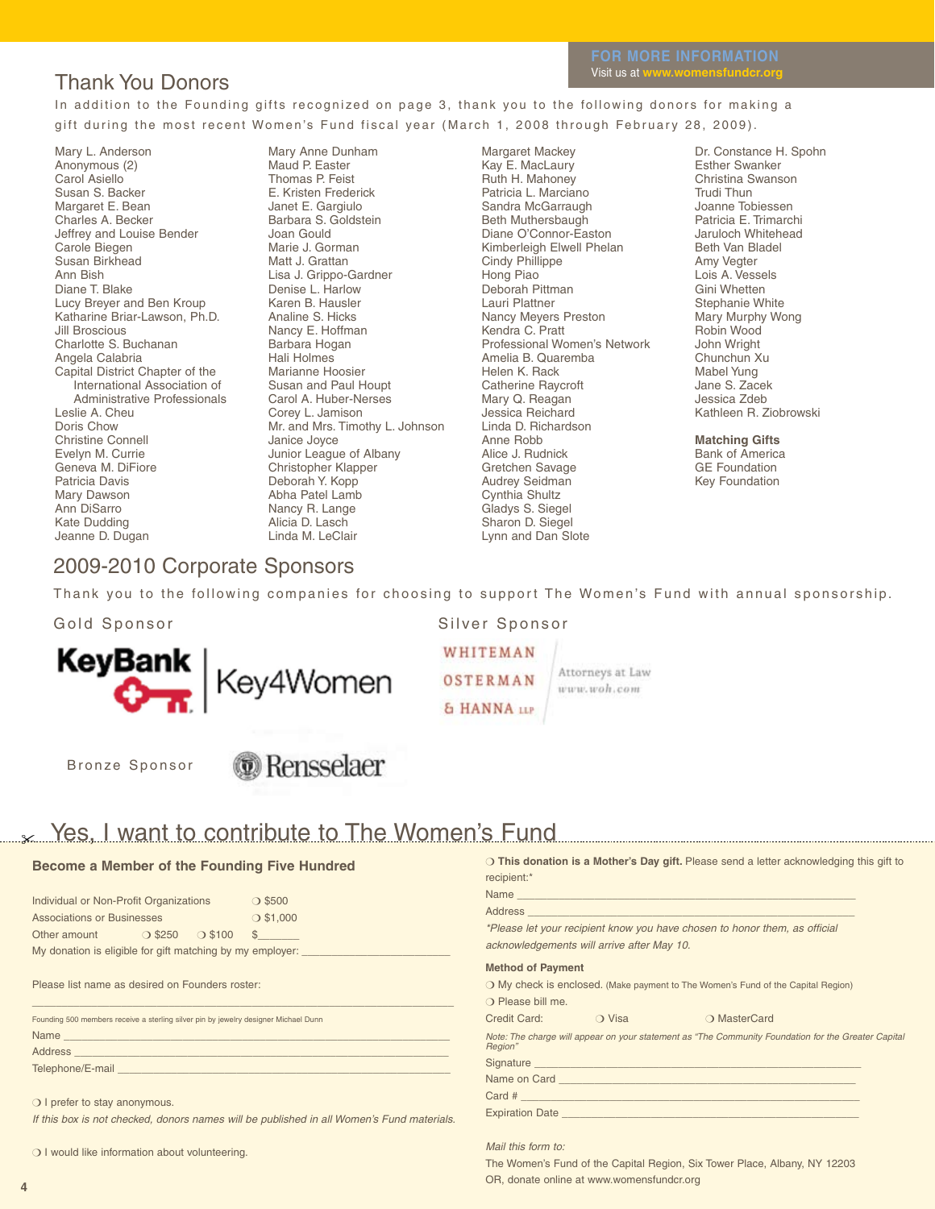**FOR MORE INFORMATION**
Visit us at **www.womensfundcr.org**

## Thank You Donors

In addition to the Founding gifts recognized on page 3, thank you to the following donors for making a gift during the most recent Women's Fund fiscal year (March 1, 2008 through February 28, 2009).

Mary L. Anderson
Anonymous (2)
Carol Asiello
Susan S. Backer
Margaret E. Bean
Charles A. Becker
Jeffrey and Louise Bender
Carole Biegen
Susan Birkhead
Ann Bish
Diane T. Blake
Lucy Breyer and Ben Kroup
Katharine Briar-Lawson, Ph.D.
Jill Broscious
Charlotte S. Buchanan
Angela Calabria
Capital District Chapter of the International Association of Administrative Professionals
Leslie A. Cheu
Doris Chow
Christine Connell
Evelyn M. Currie
Geneva M. DiFiore
Patricia Davis
Mary Dawson
Ann DiSarro
Kate Dudding
Jeanne D. Dugan
Mary Anne Dunham
Maud P. Easter
Thomas P. Feist
E. Kristen Frederick
Janet E. Gargiulo
Barbara S. Goldstein
Joan Gould
Marie J. Gorman
Matt J. Grattan
Lisa J. Grippo-Gardner
Denise L. Harlow
Karen B. Hausler
Analine S. Hicks
Nancy E. Hoffman
Barbara Hogan
Hali Holmes
Marianne Hoosier
Susan and Paul Houpt
Carol A. Huber-Nerses
Corey L. Jamison
Mr. and Mrs. Timothy L. Johnson
Janice Joyce
Junior League of Albany
Christopher Klapper
Deborah Y. Kopp
Abha Patel Lamb
Nancy R. Lange
Alicia D. Lasch
Linda M. LeClair
Margaret Mackey
Kay E. MacLaury
Ruth H. Mahoney
Patricia L. Marciano
Sandra McGarraugh
Beth Muthersbaugh
Diane O'Connor-Easton
Kimberleigh Elwell Phelan
Cindy Phillippe
Hong Piao
Deborah Pittman
Lauri Plattner
Nancy Meyers Preston
Kendra C. Pratt
Professional Women's Network
Amelia B. Quaremba
Helen K. Rack
Catherine Raycroft
Mary Q. Reagan
Jessica Reichard
Linda D. Richardson
Anne Robb
Alice J. Rudnick
Gretchen Savage
Audrey Seidman
Cynthia Shultz
Gladys S. Siegel
Sharon D. Siegel
Lynn and Dan Slote
Dr. Constance H. Spohn
Esther Swanser
Christina Swanson
Trudi Thun
Joanne Tobiessen
Patricia E. Trimarchi
Jaruloch Whitehead
Beth Van Bladel
Amy Vegter
Lois A. Vessels
Gini Whetten
Stephanie White
Mary Murphy Wong
Robin Wood
John Wright
Chunchun Xu
Mabel Yung
Jane S. Zacek
Jessica Zdeb
Kathleen R. Ziobrowski

**Matching Gifts**
Bank of America
GE Foundation
Key Foundation

## 2009-2010 Corporate Sponsors

Thank you to the following companies for choosing to support The Women's Fund with annual sponsorship.

**Gold Sponsor**
KeyBank | Key4Women

**Silver Sponsor**
Whiteman Osterman & Hanna LLP — Attorneys at Law — www.woh.com

**Bronze Sponsor**
Rensselaer

## Yes, I want to contribute to The Women's Fund

### Become a Member of the Founding Five Hundred

Individual or Non-Profit Organizations ❍ $500
Associations or Businesses ❍ $1,000
Other amount ❍ $250 ❍ $100 $_______
My donation is eligible for gift matching by my employer: ______________________

Please list name as desired on Founders roster:

______________________________________________

Founding 500 members receive a sterling silver pin by jewelry designer Michael Dunn

Name ______________________________________________
Address ______________________________________________
Telephone/E-mail ______________________________________________

❍ I prefer to stay anonymous.
*If this box is not checked, donors names will be published in all Women's Fund materials.*

❍ I would like information about volunteering.

❍ **This donation is a Mother's Day gift.** Please send a letter acknowledging this gift to recipient:*

Name ______________________________________________
Address ______________________________________________

*\*Please let your recipient know you have chosen to honor them, as official acknowledgements will arrive after May 10.*

**Method of Payment**

❍ My check is enclosed. (Make payment to The Women's Fund of the Capital Region)
❍ Please bill me.
Credit Card: ❍ Visa ❍ MasterCard

*Note: The charge will appear on your statement as "The Community Foundation for the Greater Capital Region"*

Signature ______________________________________________
Name on Card ______________________________________________
Card # ______________________________________________
Expiration Date ______________________________________________

*Mail this form to:*
The Women's Fund of the Capital Region, Six Tower Place, Albany, NY 12203
OR, donate online at www.womensfundcr.org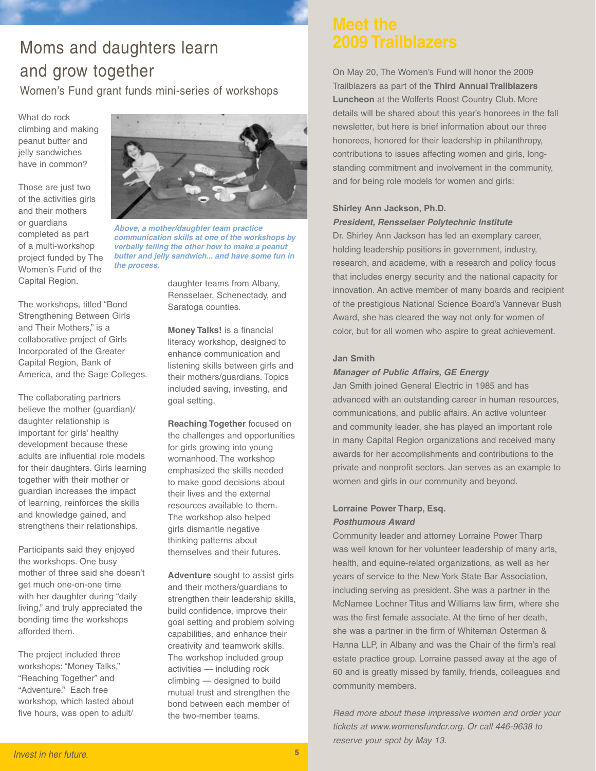# Moms and daughters learn and grow together

## Women's Fund grant funds mini-series of workshops

What do rock climbing and making peanut butter and jelly sandwiches have in common?

Those are just two of the activities girls and their mothers or guardians completed as part of a multi-workshop project funded by The Women's Fund of the Capital Region.

*Above, a mother/daughter team practice communication skills at one of the workshops by verbally telling the other how to make a peanut butter and jelly sandwich... and have some fun in the process.*

The workshops, titled "Bond Strengthening Between Girls and Their Mothers," is a collaborative project of Girls Incorporated of the Greater Capital Region, Bank of America, and the Sage Colleges.

The collaborating partners believe the mother (guardian)/ daughter relationship is important for girls' healthy development because these adults are influential role models for their daughters. Girls learning together with their mother or guardian increases the impact of learning, reinforces the skills and knowledge gained, and strengthens their relationships.

Participants said they enjoyed the workshops. One busy mother of three said she doesn't get much one-on-one time with her daughter during "daily living," and truly appreciated the bonding time the workshops afforded them.

The project included three workshops: "Money Talks," "Reaching Together" and "Adventure." Each free workshop, which lasted about five hours, was open to adult/ daughter teams from Albany, Rensselaer, Schenectady, and Saratoga counties.

**Money Talks!** is a financial literacy workshop, designed to enhance communication and listening skills between girls and their mothers/guardians. Topics included saving, investing, and goal setting.

**Reaching Together** focused on the challenges and opportunities for girls growing into young womanhood. The workshop emphasized the skills needed to make good decisions about their lives and the external resources available to them. The workshop also helped girls dismantle negative thinking patterns about themselves and their futures.

**Adventure** sought to assist girls and their mothers/guardians to strengthen their leadership skills, build confidence, improve their goal setting and problem solving capabilities, and enhance their creativity and teamwork skills. The workshop included group activities — including rock climbing — designed to build mutual trust and strengthen the bond between each member of the two-member teams.

# Meet the 2009 Trailblazers

On May 20, The Women's Fund will honor the 2009 Trailblazers as part of the **Third Annual Trailblazers Luncheon** at the Wolferts Roost Country Club. More details will be shared about this year's honorees in the fall newsletter, but here is brief information about our three honorees, honored for their leadership in philanthropy, contributions to issues affecting women and girls, long-standing commitment and involvement in the community, and for being role models for women and girls:

**Shirley Ann Jackson, Ph.D.**
***President, Rensselaer Polytechnic Institute***

Dr. Shirley Ann Jackson has led an exemplary career, holding leadership positions in government, industry, research, and academe, with a research and policy focus that includes energy security and the national capacity for innovation. An active member of many boards and recipient of the prestigious National Science Board's Vannevar Bush Award, she has cleared the way not only for women of color, but for all women who aspire to great achievement.

**Jan Smith**
***Manager of Public Affairs, GE Energy***

Jan Smith joined General Electric in 1985 and has advanced with an outstanding career in human resources, communications, and public affairs. An active volunteer and community leader, she has played an important role in many Capital Region organizations and received many awards for her accomplishments and contributions to the private and nonprofit sectors. Jan serves as an example to women and girls in our community and beyond.

**Lorraine Power Tharp, Esq.**
***Posthumous Award***

Community leader and attorney Lorraine Power Tharp was well known for her volunteer leadership of many arts, health, and equine-related organizations, as well as her years of service to the New York State Bar Association, including serving as president. She was a partner in the McNamee Lochner Titus and Williams law firm, where she was the first female associate. At the time of her death, she was a partner in the firm of Whiteman Osterman & Hanna LLP, in Albany and was the Chair of the firm's real estate practice group. Lorraine passed away at the age of 60 and is greatly missed by family, friends, colleagues and community members.

*Read more about these impressive women and order your tickets at www.womensfundcr.org. Or call 446-9638 to reserve your spot by May 13.*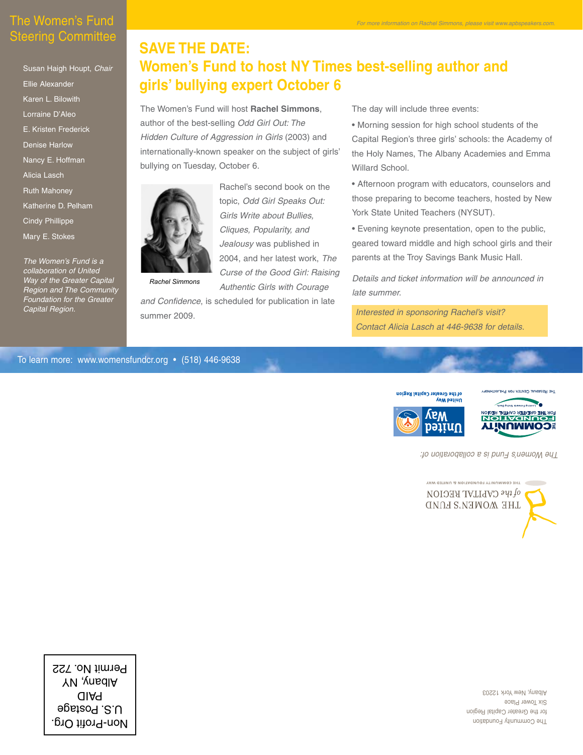## The Women's Fund Steering Committee

- Susan Haigh Houpt, *Chair*
- Ellie Alexander
- Karen L. Bilowith
- Lorraine D'Aleo
- E. Kristen Frederick
- Denise Harlow
- Nancy E. Hoffman
- Alicia Lasch
- Ruth Mahoney
- Katherine D. Pelham
- Cindy Phillippe
- Mary E. Stokes

*The Women's Fund is a collaboration of United Way of the Greater Capital Region and The Community Foundation for the Greater Capital Region.*

*For more information on Rachel Simmons, please visit www.apbspeakers.com.*

# SAVE THE DATE: Women's Fund to host NY Times best-selling author and girls' bullying expert October 6

The Women's Fund will host **Rachel Simmons**, author of the best-selling *Odd Girl Out: The Hidden Culture of Aggression in Girls* (2003) and internationally-known speaker on the subject of girls' bullying on Tuesday, October 6.

*Rachel Simmons*

Rachel's second book on the topic, *Odd Girl Speaks Out: Girls Write about Bullies, Cliques, Popularity, and Jealousy* was published in 2004, and her latest work, *The Curse of the Good Girl: Raising Authentic Girls with Courage and Confidence*, is scheduled for publication in late summer 2009.

The day will include three events:

- Morning session for high school students of the Capital Region's three girls' schools: the Academy of the Holy Names, The Albany Academies and Emma Willard School.
- Afternoon program with educators, counselors and those preparing to become teachers, hosted by New York State United Teachers (NYSUT).
- Evening keynote presentation, open to the public, geared toward middle and high school girls and their parents at the Troy Savings Bank Music Hall.

*Details and ticket information will be announced in late summer.*

*Interested in sponsoring Rachel's visit? Contact Alicia Lasch at 446-9638 for details.*

To learn more: www.womensfundcr.org • (518) 446-9638

*The Women's Fund is a collaboration of:*

United Way of the Greater Capital Region

The Community Foundation for the Greater Capital Region — The Regional Center for Philanthropy

The Women's Fund of the Capital Region — The Community Foundation & United Way

The Community Foundation
for the Greater Capital Region
Six Tower Place
Albany, New York 12203

Non-Profit Org.
U.S. Postage
PAID
Albany, NY
Permit No. 722